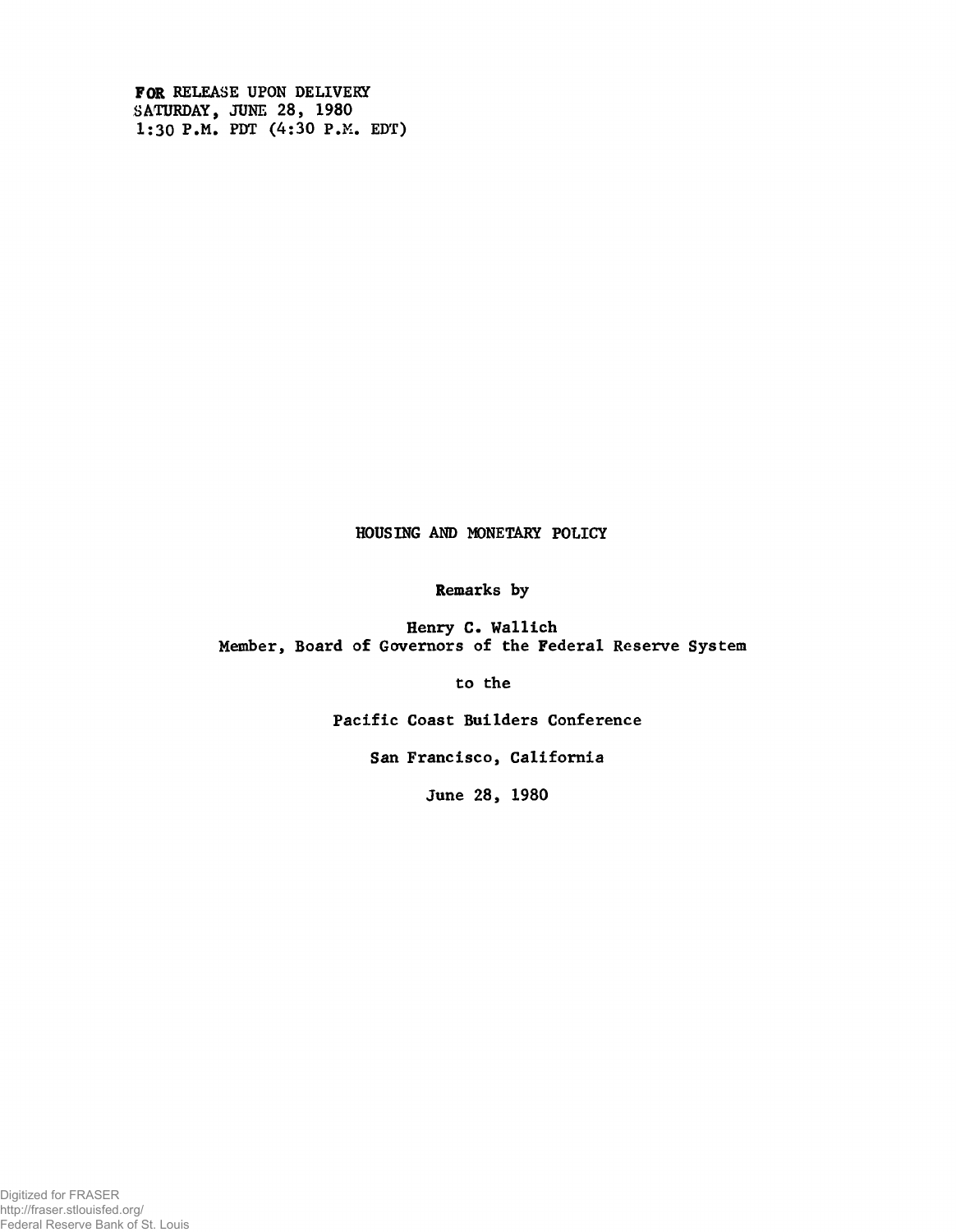FOR RELEASE UPON DELIVERY
SATURDAY, JUNE 28, 1980
1:30 P.M. PDT (4:30 P.M. EDT)

# HOUSING AND MONETARY POLICY

Remarks by

Henry C. Wallich
Member, Board of Governors of the Federal Reserve System

to the

Pacific Coast Builders Conference

San Francisco, California

June 28, 1980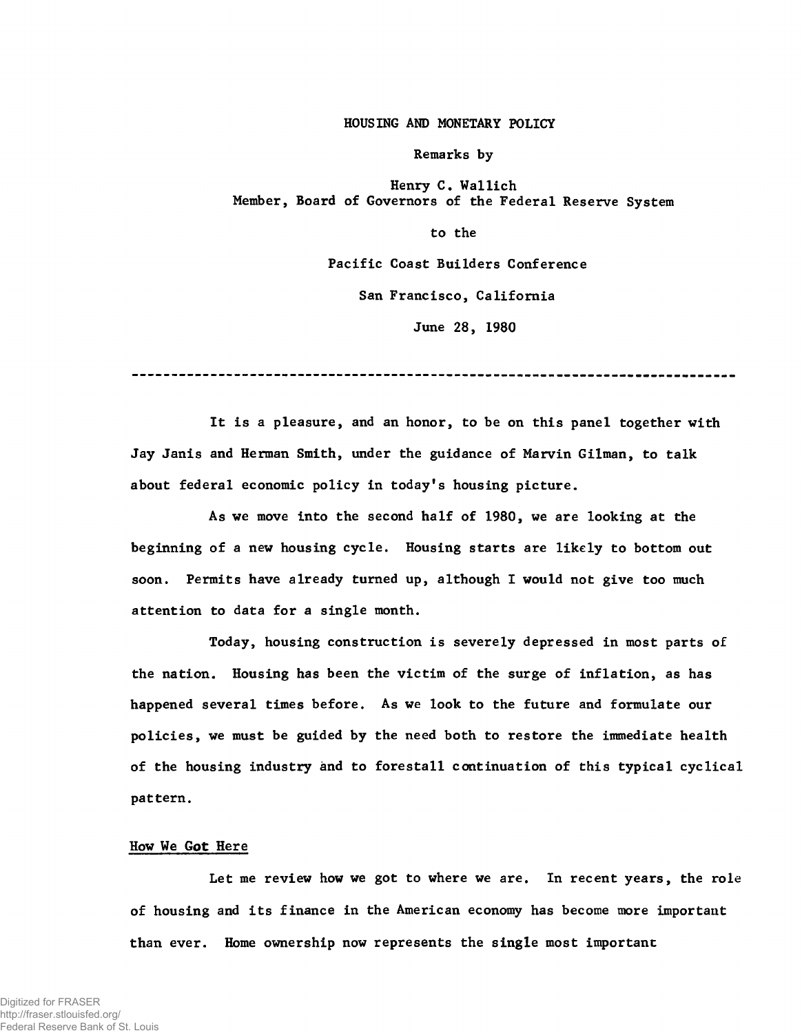HOUSING AND MONETARY POLICY

Remarks by

Henry C. Wallich
Member, Board of Governors of the Federal Reserve System

to the

Pacific Coast Builders Conference

San Francisco, California

June 28, 1980

---

It is a pleasure, and an honor, to be on this panel together with Jay Janis and Herman Smith, under the guidance of Marvin Gilman, to talk about federal economic policy in today's housing picture.

As we move into the second half of 1980, we are looking at the beginning of a new housing cycle. Housing starts are likely to bottom out soon. Permits have already turned up, although I would not give too much attention to data for a single month.

Today, housing construction is severely depressed in most parts of the nation. Housing has been the victim of the surge of inflation, as has happened several times before. As we look to the future and formulate our policies, we must be guided by the need both to restore the immediate health of the housing industry and to forestall continuation of this typical cyclical pattern.

## How We Got Here

Let me review how we got to where we are. In recent years, the role of housing and its finance in the American economy has become more important than ever. Home ownership now represents the single most important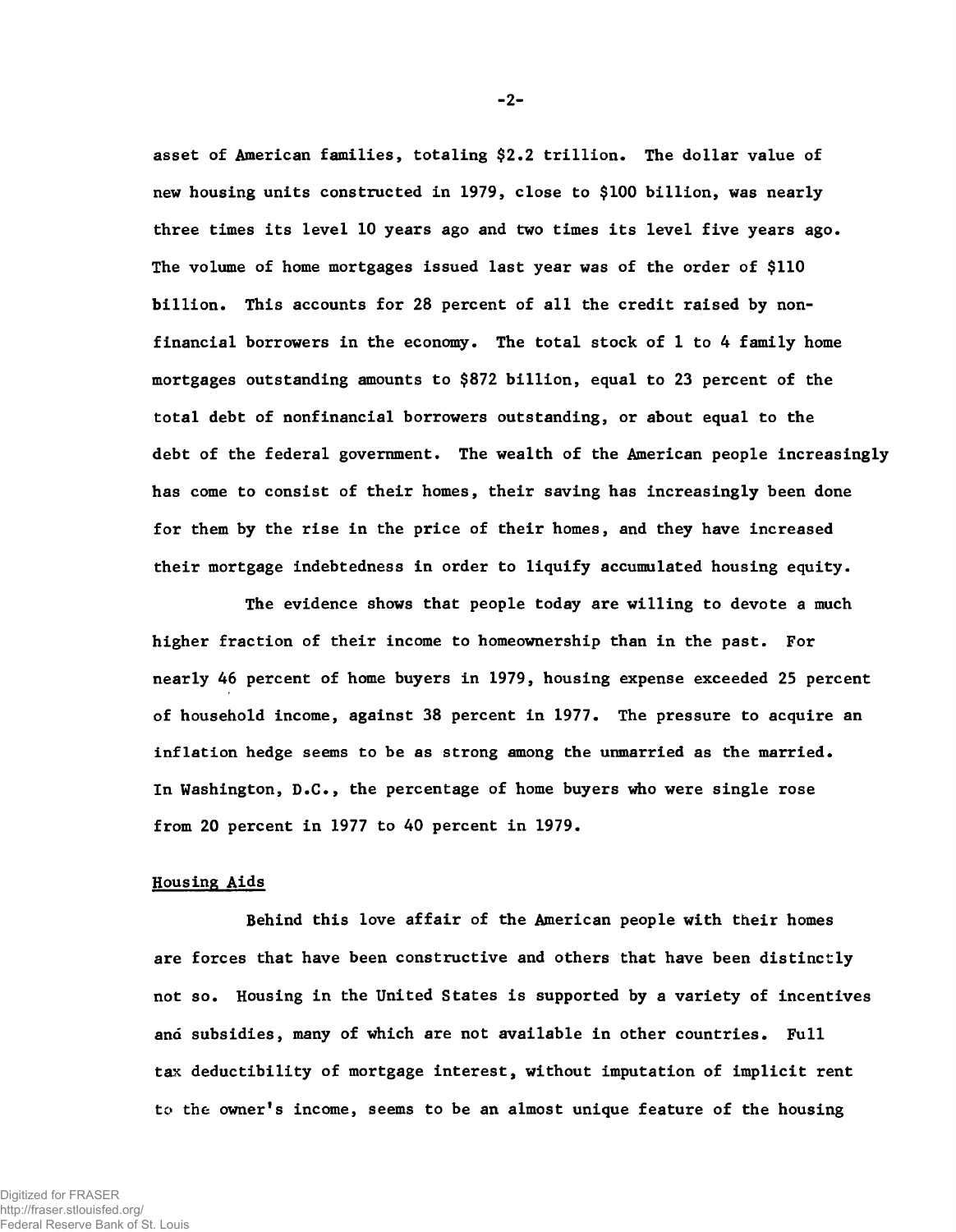asset of American families, totaling $2.2 trillion. The dollar value of new housing units constructed in 1979, close to $100 billion, was nearly three times its level 10 years ago and two times its level five years ago. The volume of home mortgages issued last year was of the order of $110 billion. This accounts for 28 percent of all the credit raised by nonfinancial borrowers in the economy. The total stock of 1 to 4 family home mortgages outstanding amounts to $872 billion, equal to 23 percent of the total debt of nonfinancial borrowers outstanding, or about equal to the debt of the federal government. The wealth of the American people increasingly has come to consist of their homes, their saving has increasingly been done for them by the rise in the price of their homes, and they have increased their mortgage indebtedness in order to liquify accumulated housing equity.

The evidence shows that people today are willing to devote a much higher fraction of their income to homeownership than in the past. For nearly 46 percent of home buyers in 1979, housing expense exceeded 25 percent of household income, against 38 percent in 1977. The pressure to acquire an inflation hedge seems to be as strong among the unmarried as the married. In Washington, D.C., the percentage of home buyers who were single rose from 20 percent in 1977 to 40 percent in 1979.

## Housing Aids

Behind this love affair of the American people with their homes are forces that have been constructive and others that have been distinctly not so. Housing in the United States is supported by a variety of incentives and subsidies, many of which are not available in other countries. Full tax deductibility of mortgage interest, without imputation of implicit rent to the owner's income, seems to be an almost unique feature of the housing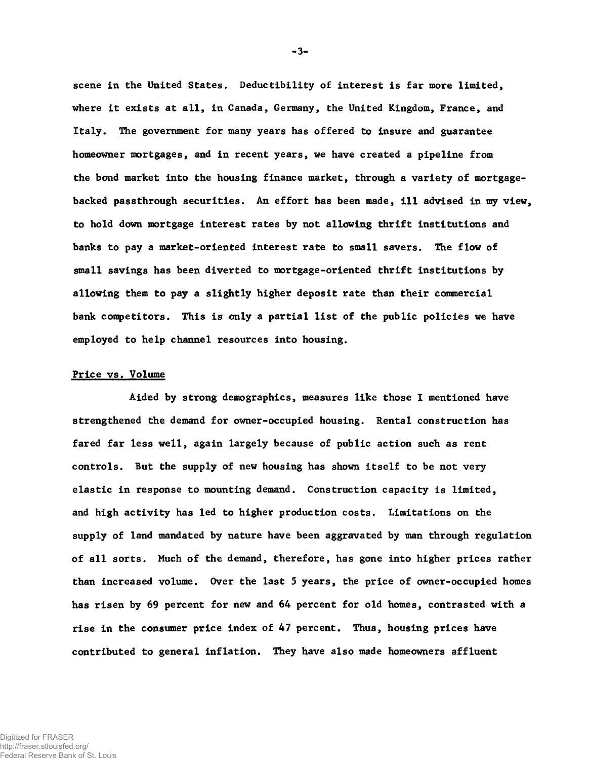scene in the United States. Deductibility of interest is far more limited, where it exists at all, in Canada, Germany, the United Kingdom, France, and Italy. The government for many years has offered to insure and guarantee homeowner mortgages, and in recent years, we have created a pipeline from the bond market into the housing finance market, through a variety of mortgage-backed passthrough securities. An effort has been made, ill advised in my view, to hold down mortgage interest rates by not allowing thrift institutions and banks to pay a market-oriented interest rate to small savers. The flow of small savings has been diverted to mortgage-oriented thrift institutions by allowing them to pay a slightly higher deposit rate than their commercial bank competitors. This is only a partial list of the public policies we have employed to help channel resources into housing.

## Price vs. Volume

Aided by strong demographics, measures like those I mentioned have strengthened the demand for owner-occupied housing. Rental construction has fared far less well, again largely because of public action such as rent controls. But the supply of new housing has shown itself to be not very elastic in response to mounting demand. Construction capacity is limited, and high activity has led to higher production costs. Limitations on the supply of land mandated by nature have been aggravated by man through regulation of all sorts. Much of the demand, therefore, has gone into higher prices rather than increased volume. Over the last 5 years, the price of owner-occupied homes has risen by 69 percent for new and 64 percent for old homes, contrasted with a rise in the consumer price index of 47 percent. Thus, housing prices have contributed to general inflation. They have also made homeowners affluent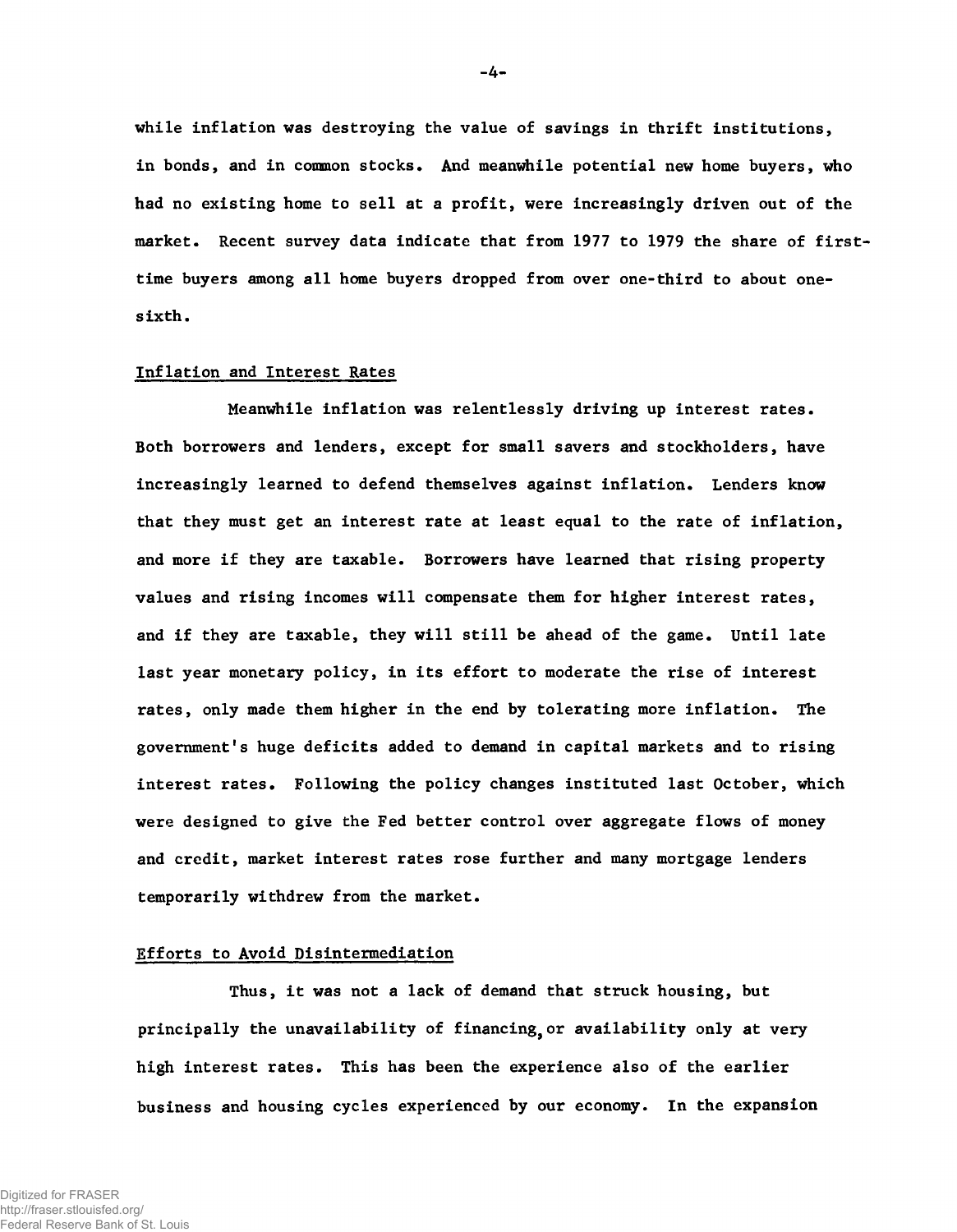while inflation was destroying the value of savings in thrift institutions, in bonds, and in common stocks. And meanwhile potential new home buyers, who had no existing home to sell at a profit, were increasingly driven out of the market. Recent survey data indicate that from 1977 to 1979 the share of first-time buyers among all home buyers dropped from over one-third to about one-sixth.

## Inflation and Interest Rates

Meanwhile inflation was relentlessly driving up interest rates. Both borrowers and lenders, except for small savers and stockholders, have increasingly learned to defend themselves against inflation. Lenders know that they must get an interest rate at least equal to the rate of inflation, and more if they are taxable. Borrowers have learned that rising property values and rising incomes will compensate them for higher interest rates, and if they are taxable, they will still be ahead of the game. Until late last year monetary policy, in its effort to moderate the rise of interest rates, only made them higher in the end by tolerating more inflation. The government's huge deficits added to demand in capital markets and to rising interest rates. Following the policy changes instituted last October, which were designed to give the Fed better control over aggregate flows of money and credit, market interest rates rose further and many mortgage lenders temporarily withdrew from the market.

## Efforts to Avoid Disintermediation

Thus, it was not a lack of demand that struck housing, but principally the unavailability of financing, or availability only at very high interest rates. This has been the experience also of the earlier business and housing cycles experienced by our economy. In the expansion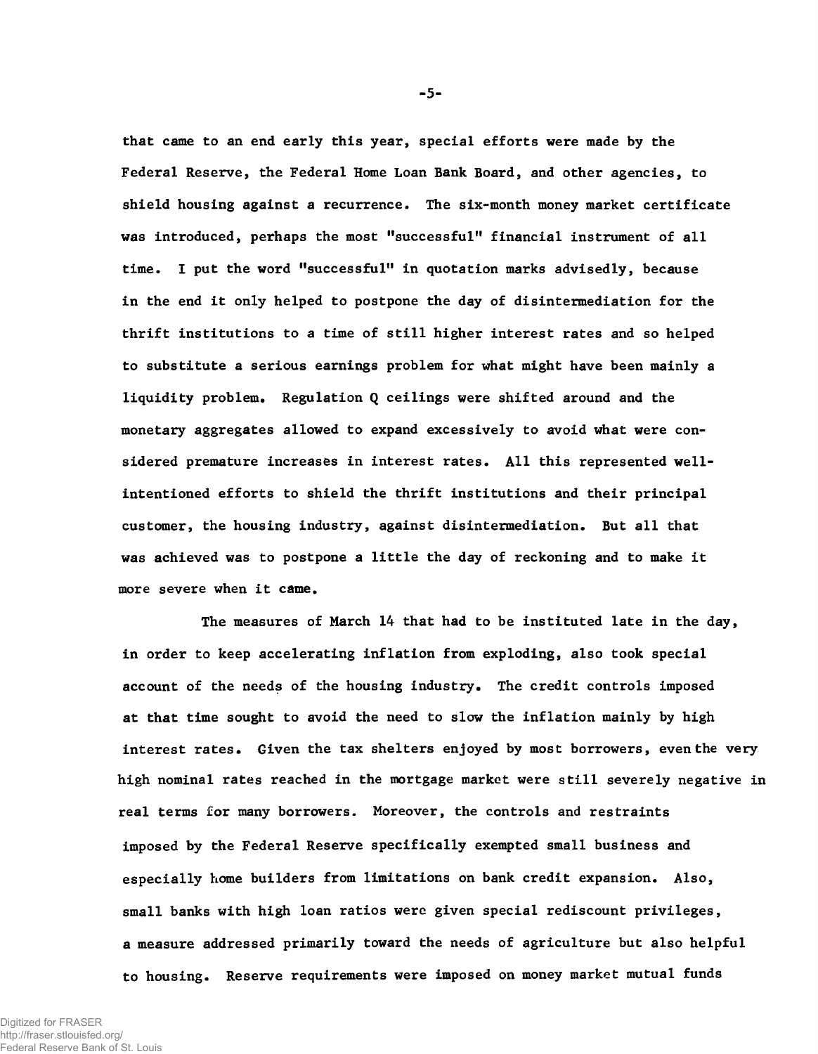that came to an end early this year, special efforts were made by the Federal Reserve, the Federal Home Loan Bank Board, and other agencies, to shield housing against a recurrence. The six-month money market certificate was introduced, perhaps the most "successful" financial instrument of all time. I put the word "successful" in quotation marks advisedly, because in the end it only helped to postpone the day of disintermediation for the thrift institutions to a time of still higher interest rates and so helped to substitute a serious earnings problem for what might have been mainly a liquidity problem. Regulation Q ceilings were shifted around and the monetary aggregates allowed to expand excessively to avoid what were considered premature increases in interest rates. All this represented well-intentioned efforts to shield the thrift institutions and their principal customer, the housing industry, against disintermediation. But all that was achieved was to postpone a little the day of reckoning and to make it more severe when it came.

The measures of March 14 that had to be instituted late in the day, in order to keep accelerating inflation from exploding, also took special account of the needs of the housing industry. The credit controls imposed at that time sought to avoid the need to slow the inflation mainly by high interest rates. Given the tax shelters enjoyed by most borrowers, even the very high nominal rates reached in the mortgage market were still severely negative in real terms for many borrowers. Moreover, the controls and restraints imposed by the Federal Reserve specifically exempted small business and especially home builders from limitations on bank credit expansion. Also, small banks with high loan ratios were given special rediscount privileges, a measure addressed primarily toward the needs of agriculture but also helpful to housing. Reserve requirements were imposed on money market mutual funds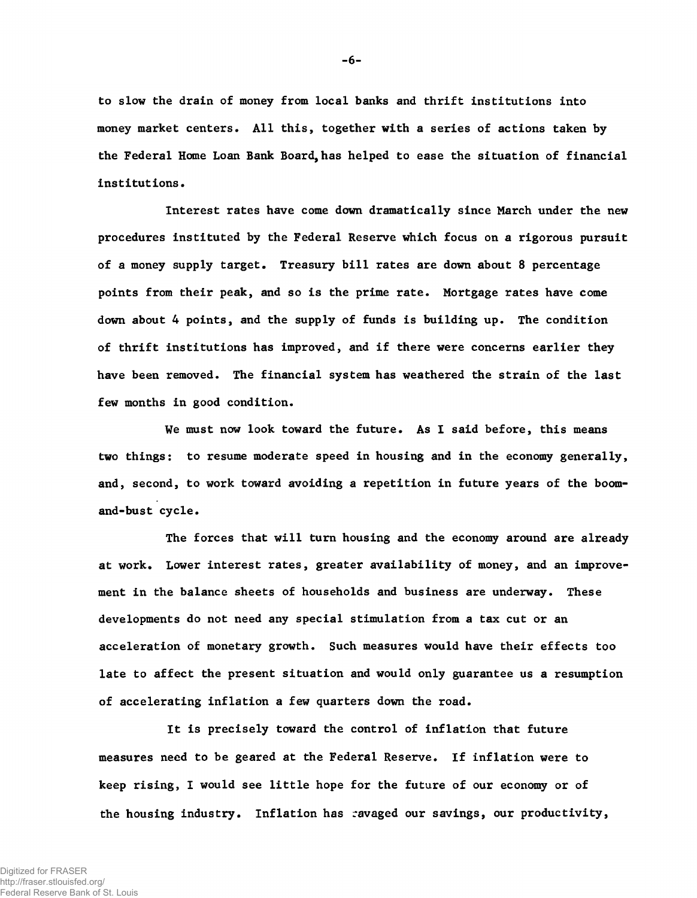to slow the drain of money from local banks and thrift institutions into money market centers. All this, together with a series of actions taken by the Federal Home Loan Bank Board, has helped to ease the situation of financial institutions.

Interest rates have come down dramatically since March under the new procedures instituted by the Federal Reserve which focus on a rigorous pursuit of a money supply target. Treasury bill rates are down about 8 percentage points from their peak, and so is the prime rate. Mortgage rates have come down about 4 points, and the supply of funds is building up. The condition of thrift institutions has improved, and if there were concerns earlier they have been removed. The financial system has weathered the strain of the last few months in good condition.

We must now look toward the future. As I said before, this means two things: to resume moderate speed in housing and in the economy generally, and, second, to work toward avoiding a repetition in future years of the boom-and-bust cycle.

The forces that will turn housing and the economy around are already at work. Lower interest rates, greater availability of money, and an improvement in the balance sheets of households and business are underway. These developments do not need any special stimulation from a tax cut or an acceleration of monetary growth. Such measures would have their effects too late to affect the present situation and would only guarantee us a resumption of accelerating inflation a few quarters down the road.

It is precisely toward the control of inflation that future measures need to be geared at the Federal Reserve. If inflation were to keep rising, I would see little hope for the future of our economy or of the housing industry. Inflation has ravaged our savings, our productivity,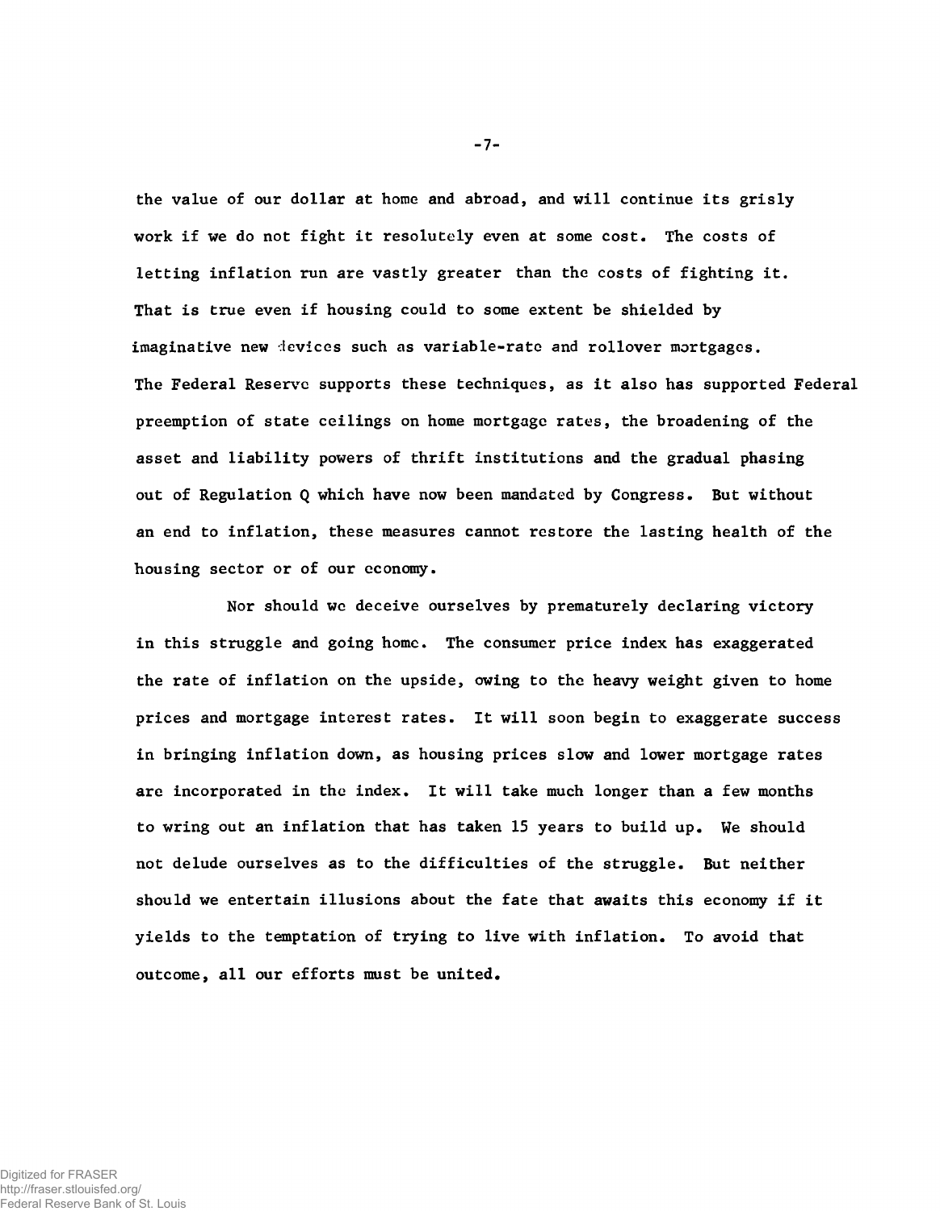the value of our dollar at home and abroad, and will continue its grisly work if we do not fight it resolutely even at some cost. The costs of letting inflation run are vastly greater than the costs of fighting it. That is true even if housing could to some extent be shielded by imaginative new devices such as variable-rate and rollover mortgages. The Federal Reserve supports these techniques, as it also has supported Federal preemption of state ceilings on home mortgage rates, the broadening of the asset and liability powers of thrift institutions and the gradual phasing out of Regulation Q which have now been mandated by Congress. But without an end to inflation, these measures cannot restore the lasting health of the housing sector or of our economy.

Nor should we deceive ourselves by prematurely declaring victory in this struggle and going home. The consumer price index has exaggerated the rate of inflation on the upside, owing to the heavy weight given to home prices and mortgage interest rates. It will soon begin to exaggerate success in bringing inflation down, as housing prices slow and lower mortgage rates are incorporated in the index. It will take much longer than a few months to wring out an inflation that has taken 15 years to build up. We should not delude ourselves as to the difficulties of the struggle. But neither should we entertain illusions about the fate that awaits this economy if it yields to the temptation of trying to live with inflation. To avoid that outcome, all our efforts must be united.